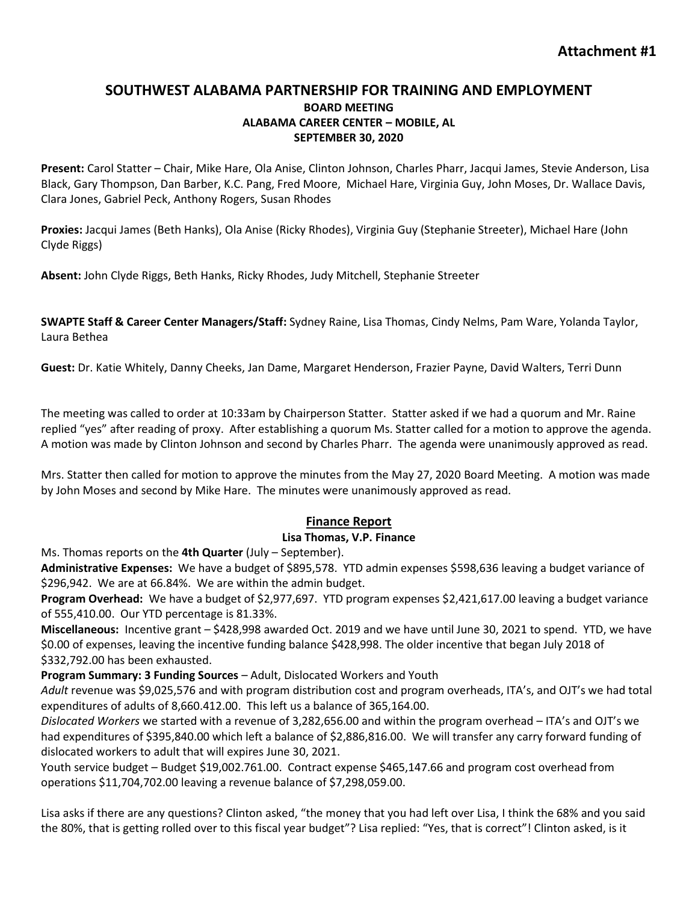**Attachment #1**

# SOUTHWEST ALABAMA PARTNERSHIP FOR TRAINING AND EMPLOYMENT

### BOARD MEETING
### ALABAMA CAREER CENTER – MOBILE, AL
### SEPTEMBER 30, 2020

**Present:** Carol Statter – Chair, Mike Hare, Ola Anise, Clinton Johnson, Charles Pharr, Jacqui James, Stevie Anderson, Lisa Black, Gary Thompson, Dan Barber, K.C. Pang, Fred Moore, Michael Hare, Virginia Guy, John Moses, Dr. Wallace Davis, Clara Jones, Gabriel Peck, Anthony Rogers, Susan Rhodes

**Proxies:** Jacqui James (Beth Hanks), Ola Anise (Ricky Rhodes), Virginia Guy (Stephanie Streeter), Michael Hare (John Clyde Riggs)

**Absent:** John Clyde Riggs, Beth Hanks, Ricky Rhodes, Judy Mitchell, Stephanie Streeter

**SWAPTE Staff & Career Center Managers/Staff:** Sydney Raine, Lisa Thomas, Cindy Nelms, Pam Ware, Yolanda Taylor, Laura Bethea

**Guest:** Dr. Katie Whitely, Danny Cheeks, Jan Dame, Margaret Henderson, Frazier Payne, David Walters, Terri Dunn

The meeting was called to order at 10:33am by Chairperson Statter. Statter asked if we had a quorum and Mr. Raine replied "yes" after reading of proxy. After establishing a quorum Ms. Statter called for a motion to approve the agenda. A motion was made by Clinton Johnson and second by Charles Pharr. The agenda were unanimously approved as read.

Mrs. Statter then called for motion to approve the minutes from the May 27, 2020 Board Meeting. A motion was made by John Moses and second by Mike Hare. The minutes were unanimously approved as read.

## Finance Report

### Lisa Thomas, V.P. Finance

Ms. Thomas reports on the **4th Quarter** (July – September).

**Administrative Expenses:** We have a budget of $895,578. YTD admin expenses $598,636 leaving a budget variance of $296,942. We are at 66.84%. We are within the admin budget.

**Program Overhead:** We have a budget of $2,977,697. YTD program expenses $2,421,617.00 leaving a budget variance of 555,410.00. Our YTD percentage is 81.33%.

**Miscellaneous:** Incentive grant – $428,998 awarded Oct. 2019 and we have until June 30, 2021 to spend. YTD, we have $0.00 of expenses, leaving the incentive funding balance $428,998. The older incentive that began July 2018 of $332,792.00 has been exhausted.

**Program Summary: 3 Funding Sources** – Adult, Dislocated Workers and Youth

*Adult* revenue was $9,025,576 and with program distribution cost and program overheads, ITA's, and OJT's we had total expenditures of adults of 8,660.412.00. This left us a balance of 365,164.00.

*Dislocated Workers* we started with a revenue of 3,282,656.00 and within the program overhead – ITA's and OJT's we had expenditures of $395,840.00 which left a balance of $2,886,816.00. We will transfer any carry forward funding of dislocated workers to adult that will expires June 30, 2021.

Youth service budget – Budget $19,002.761.00. Contract expense $465,147.66 and program cost overhead from operations $11,704,702.00 leaving a revenue balance of $7,298,059.00.

Lisa asks if there are any questions? Clinton asked, "the money that you had left over Lisa, I think the 68% and you said the 80%, that is getting rolled over to this fiscal year budget"? Lisa replied: "Yes, that is correct"! Clinton asked, is it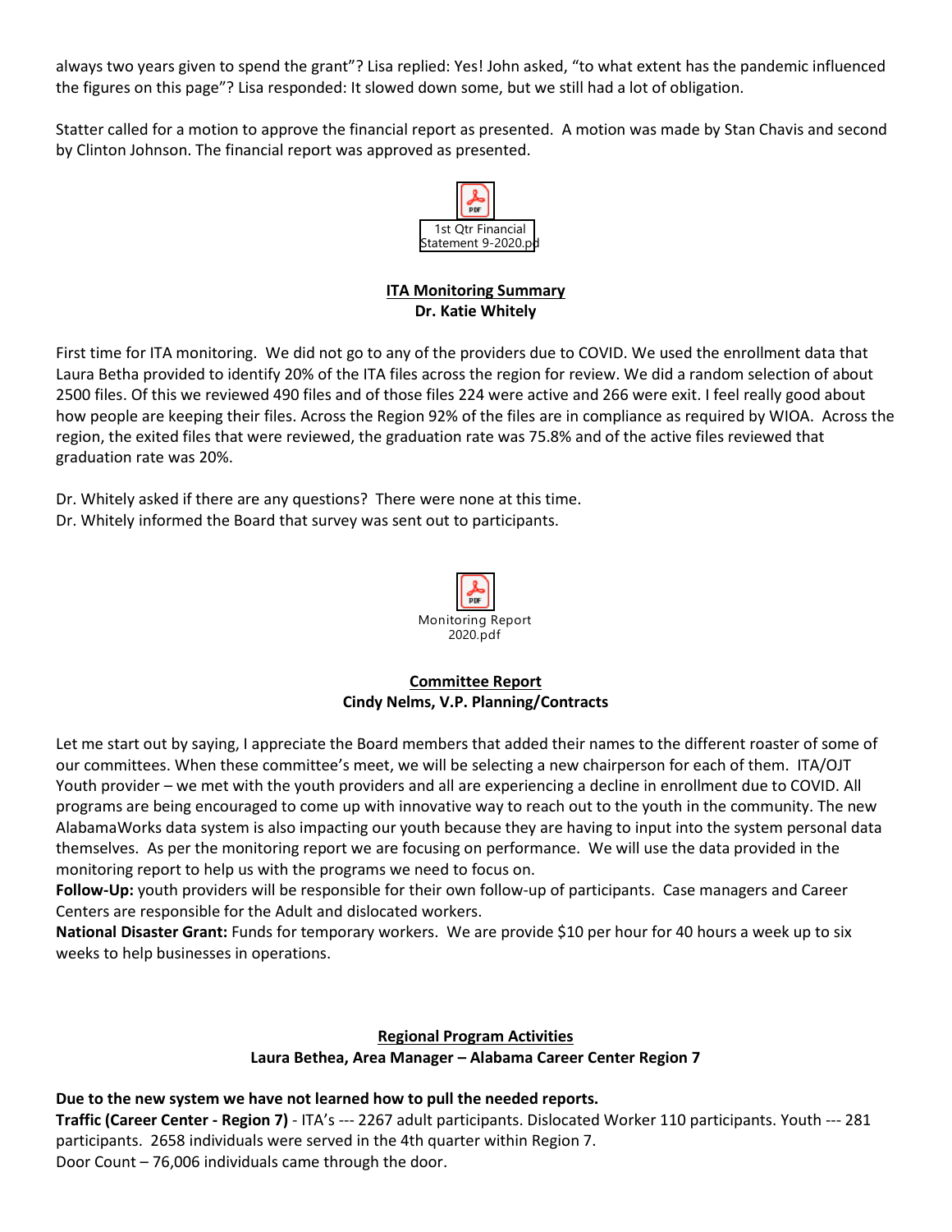always two years given to spend the grant"? Lisa replied: Yes! John asked, "to what extent has the pandemic influenced the figures on this page"? Lisa responded: It slowed down some, but we still had a lot of obligation.

Statter called for a motion to approve the financial report as presented. A motion was made by Stan Chavis and second by Clinton Johnson. The financial report was approved as presented.

1st Qtr Financial Statement 9-2020.pdf

**ITA Monitoring Summary**
**Dr. Katie Whitely**

First time for ITA monitoring. We did not go to any of the providers due to COVID. We used the enrollment data that Laura Betha provided to identify 20% of the ITA files across the region for review. We did a random selection of about 2500 files. Of this we reviewed 490 files and of those files 224 were active and 266 were exit. I feel really good about how people are keeping their files. Across the Region 92% of the files are in compliance as required by WIOA. Across the region, the exited files that were reviewed, the graduation rate was 75.8% and of the active files reviewed that graduation rate was 20%.

Dr. Whitely asked if there are any questions? There were none at this time.
Dr. Whitely informed the Board that survey was sent out to participants.

Monitoring Report 2020.pdf

**Committee Report**
**Cindy Nelms, V.P. Planning/Contracts**

Let me start out by saying, I appreciate the Board members that added their names to the different roaster of some of our committees. When these committee's meet, we will be selecting a new chairperson for each of them. ITA/OJT Youth provider – we met with the youth providers and all are experiencing a decline in enrollment due to COVID. All programs are being encouraged to come up with innovative way to reach out to the youth in the community. The new AlabamaWorks data system is also impacting our youth because they are having to input into the system personal data themselves. As per the monitoring report we are focusing on performance. We will use the data provided in the monitoring report to help us with the programs we need to focus on.
**Follow-Up:** youth providers will be responsible for their own follow-up of participants. Case managers and Career Centers are responsible for the Adult and dislocated workers.
**National Disaster Grant:** Funds for temporary workers. We are provide $10 per hour for 40 hours a week up to six weeks to help businesses in operations.

**Regional Program Activities**
**Laura Bethea, Area Manager – Alabama Career Center Region 7**

**Due to the new system we have not learned how to pull the needed reports.**
**Traffic (Career Center - Region 7)** - ITA's --- 2267 adult participants. Dislocated Worker 110 participants. Youth --- 281 participants. 2658 individuals were served in the 4th quarter within Region 7.
Door Count – 76,006 individuals came through the door.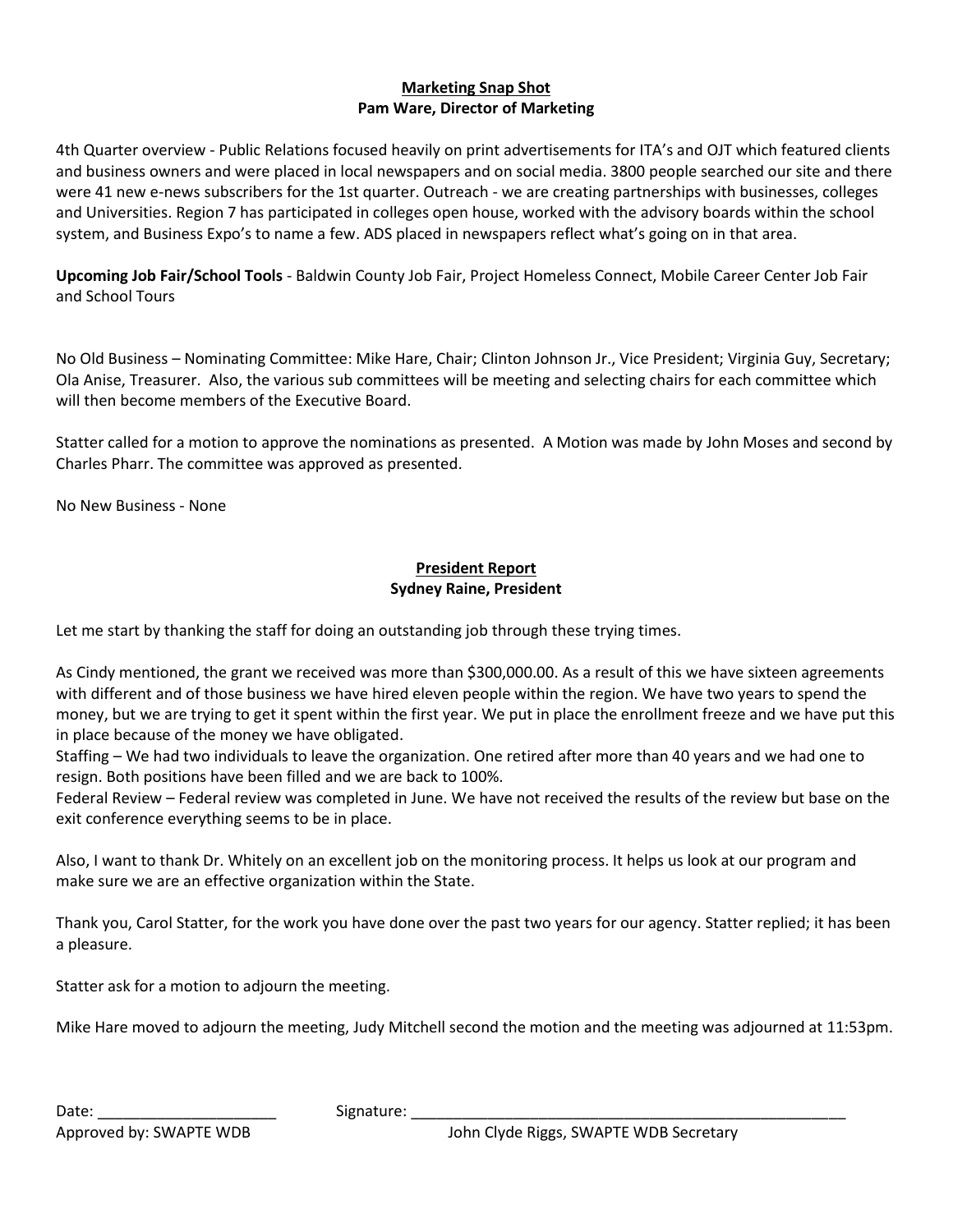**Marketing Snap Shot**
**Pam Ware, Director of Marketing**

4th Quarter overview - Public Relations focused heavily on print advertisements for ITA's and OJT which featured clients and business owners and were placed in local newspapers and on social media. 3800 people searched our site and there were 41 new e-news subscribers for the 1st quarter. Outreach - we are creating partnerships with businesses, colleges and Universities. Region 7 has participated in colleges open house, worked with the advisory boards within the school system, and Business Expo's to name a few. ADS placed in newspapers reflect what's going on in that area.

**Upcoming Job Fair/School Tools** - Baldwin County Job Fair, Project Homeless Connect, Mobile Career Center Job Fair and School Tours

No Old Business – Nominating Committee: Mike Hare, Chair; Clinton Johnson Jr., Vice President; Virginia Guy, Secretary; Ola Anise, Treasurer. Also, the various sub committees will be meeting and selecting chairs for each committee which will then become members of the Executive Board.

Statter called for a motion to approve the nominations as presented. A Motion was made by John Moses and second by Charles Pharr. The committee was approved as presented.

No New Business - None

**President Report**
**Sydney Raine, President**

Let me start by thanking the staff for doing an outstanding job through these trying times.

As Cindy mentioned, the grant we received was more than $300,000.00. As a result of this we have sixteen agreements with different and of those business we have hired eleven people within the region. We have two years to spend the money, but we are trying to get it spent within the first year. We put in place the enrollment freeze and we have put this in place because of the money we have obligated.

Staffing – We had two individuals to leave the organization. One retired after more than 40 years and we had one to resign. Both positions have been filled and we are back to 100%.

Federal Review – Federal review was completed in June. We have not received the results of the review but base on the exit conference everything seems to be in place.

Also, I want to thank Dr. Whitely on an excellent job on the monitoring process. It helps us look at our program and make sure we are an effective organization within the State.

Thank you, Carol Statter, for the work you have done over the past two years for our agency. Statter replied; it has been a pleasure.

Statter ask for a motion to adjourn the meeting.

Mike Hare moved to adjourn the meeting, Judy Mitchell second the motion and the meeting was adjourned at 11:53pm.

Date: _____________________ Signature: ____________________________________________________

Approved by: SWAPTE WDB John Clyde Riggs, SWAPTE WDB Secretary